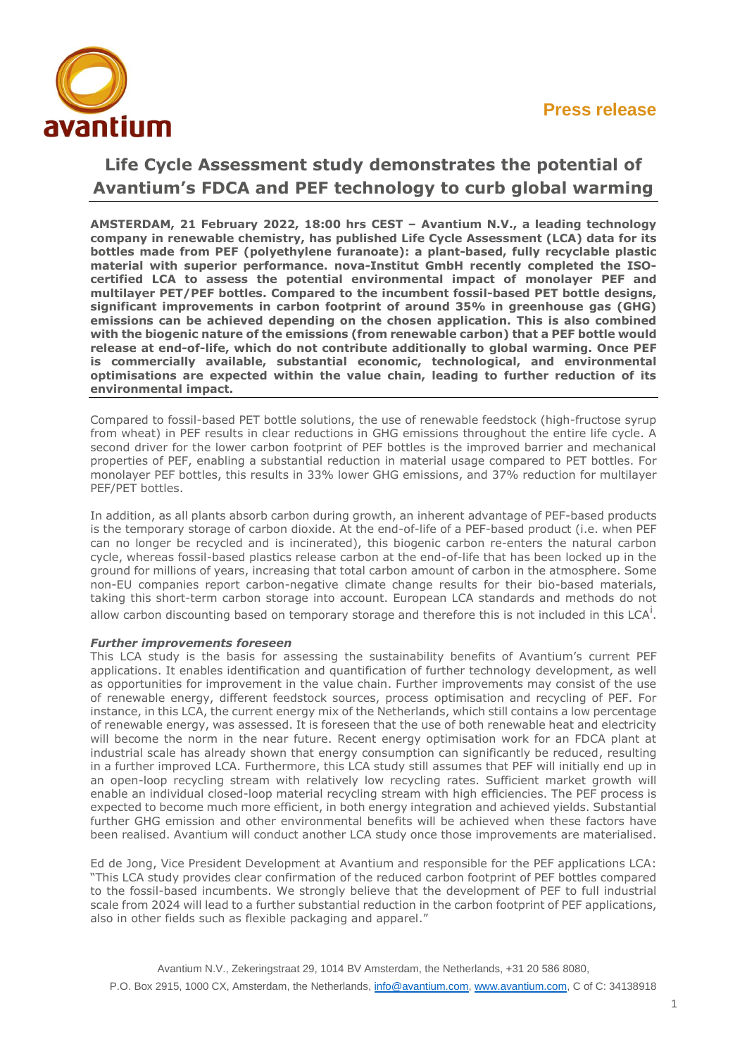Press release

# Life Cycle Assessment study demonstrates the potential of Avantium's FDCA and PEF technology to curb global warming

**AMSTERDAM, 21 February 2022, 18:00 hrs CEST – Avantium N.V., a leading technology company in renewable chemistry, has published Life Cycle Assessment (LCA) data for its bottles made from PEF (polyethylene furanoate): a plant-based, fully recyclable plastic material with superior performance. nova-Institut GmbH recently completed the ISO-certified LCA to assess the potential environmental impact of monolayer PEF and multilayer PET/PEF bottles. Compared to the incumbent fossil-based PET bottle designs, significant improvements in carbon footprint of around 35% in greenhouse gas (GHG) emissions can be achieved depending on the chosen application. This is also combined with the biogenic nature of the emissions (from renewable carbon) that a PEF bottle would release at end-of-life, which do not contribute additionally to global warming. Once PEF is commercially available, substantial economic, technological, and environmental optimisations are expected within the value chain, leading to further reduction of its environmental impact.**

Compared to fossil-based PET bottle solutions, the use of renewable feedstock (high-fructose syrup from wheat) in PEF results in clear reductions in GHG emissions throughout the entire life cycle. A second driver for the lower carbon footprint of PEF bottles is the improved barrier and mechanical properties of PEF, enabling a substantial reduction in material usage compared to PET bottles. For monolayer PEF bottles, this results in 33% lower GHG emissions, and 37% reduction for multilayer PEF/PET bottles.

In addition, as all plants absorb carbon during growth, an inherent advantage of PEF-based products is the temporary storage of carbon dioxide. At the end-of-life of a PEF-based product (i.e. when PEF can no longer be recycled and is incinerated), this biogenic carbon re-enters the natural carbon cycle, whereas fossil-based plastics release carbon at the end-of-life that has been locked up in the ground for millions of years, increasing that total carbon amount of carbon in the atmosphere. Some non-EU companies report carbon-negative climate change results for their bio-based materials, taking this short-term carbon storage into account. European LCA standards and methods do not allow carbon discounting based on temporary storage and therefore this is not included in this LCA[i].

### *Further improvements foreseen*

This LCA study is the basis for assessing the sustainability benefits of Avantium's current PEF applications. It enables identification and quantification of further technology development, as well as opportunities for improvement in the value chain. Further improvements may consist of the use of renewable energy, different feedstock sources, process optimisation and recycling of PEF. For instance, in this LCA, the current energy mix of the Netherlands, which still contains a low percentage of renewable energy, was assessed. It is foreseen that the use of both renewable heat and electricity will become the norm in the near future. Recent energy optimisation work for an FDCA plant at industrial scale has already shown that energy consumption can significantly be reduced, resulting in a further improved LCA. Furthermore, this LCA study still assumes that PEF will initially end up in an open-loop recycling stream with relatively low recycling rates. Sufficient market growth will enable an individual closed-loop material recycling stream with high efficiencies. The PEF process is expected to become much more efficient, in both energy integration and achieved yields. Substantial further GHG emission and other environmental benefits will be achieved when these factors have been realised. Avantium will conduct another LCA study once those improvements are materialised.

Ed de Jong, Vice President Development at Avantium and responsible for the PEF applications LCA: "This LCA study provides clear confirmation of the reduced carbon footprint of PEF bottles compared to the fossil-based incumbents. We strongly believe that the development of PEF to full industrial scale from 2024 will lead to a further substantial reduction in the carbon footprint of PEF applications, also in other fields such as flexible packaging and apparel."

Avantium N.V., Zekeringstraat 29, 1014 BV Amsterdam, the Netherlands, +31 20 586 8080,
P.O. Box 2915, 1000 CX, Amsterdam, the Netherlands, info@avantium.com, www.avantium.com, C of C: 34138918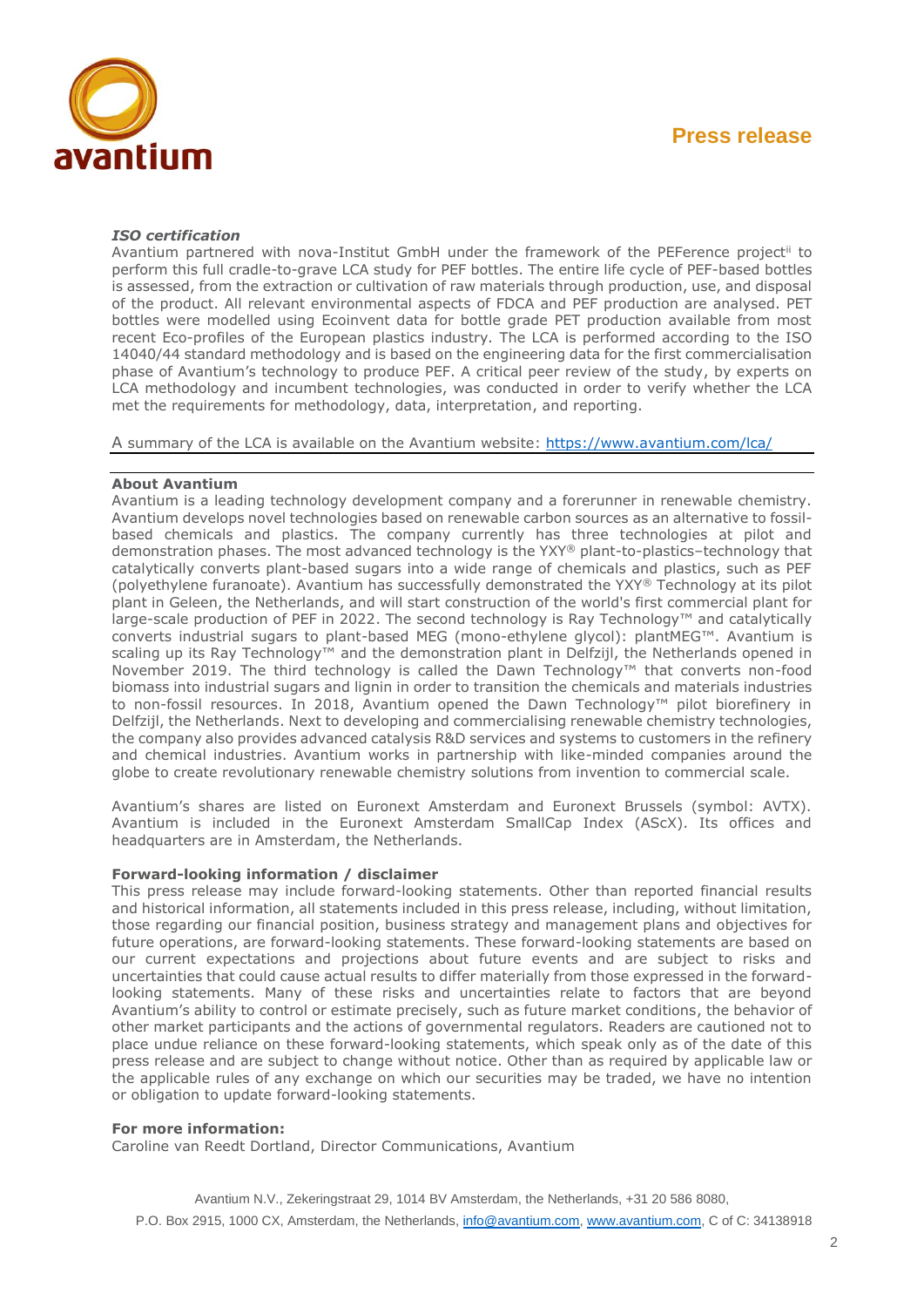### *ISO certification*

Avantium partnered with nova-Institut GmbH under the framework of the PEFerence project[ii] to perform this full cradle-to-grave LCA study for PEF bottles. The entire life cycle of PEF-based bottles is assessed, from the extraction or cultivation of raw materials through production, use, and disposal of the product. All relevant environmental aspects of FDCA and PEF production are analysed. PET bottles were modelled using Ecoinvent data for bottle grade PET production available from most recent Eco-profiles of the European plastics industry. The LCA is performed according to the ISO 14040/44 standard methodology and is based on the engineering data for the first commercialisation phase of Avantium's technology to produce PEF. A critical peer review of the study, by experts on LCA methodology and incumbent technologies, was conducted in order to verify whether the LCA met the requirements for methodology, data, interpretation, and reporting.

A summary of the LCA is available on the Avantium website: https://www.avantium.com/lca/

---

**About Avantium**

Avantium is a leading technology development company and a forerunner in renewable chemistry. Avantium develops novel technologies based on renewable carbon sources as an alternative to fossil-based chemicals and plastics. The company currently has three technologies at pilot and demonstration phases. The most advanced technology is the YXY® plant-to-plastics–technology that catalytically converts plant-based sugars into a wide range of chemicals and plastics, such as PEF (polyethylene furanoate). Avantium has successfully demonstrated the YXY® Technology at its pilot plant in Geleen, the Netherlands, and will start construction of the world's first commercial plant for large-scale production of PEF in 2022. The second technology is Ray Technology™ and catalytically converts industrial sugars to plant-based MEG (mono-ethylene glycol): plantMEG™. Avantium is scaling up its Ray Technology™ and the demonstration plant in Delfzijl, the Netherlands opened in November 2019. The third technology is called the Dawn Technology™ that converts non-food biomass into industrial sugars and lignin in order to transition the chemicals and materials industries to non-fossil resources. In 2018, Avantium opened the Dawn Technology™ pilot biorefinery in Delfzijl, the Netherlands. Next to developing and commercialising renewable chemistry technologies, the company also provides advanced catalysis R&D services and systems to customers in the refinery and chemical industries. Avantium works in partnership with like-minded companies around the globe to create revolutionary renewable chemistry solutions from invention to commercial scale.

Avantium's shares are listed on Euronext Amsterdam and Euronext Brussels (symbol: AVTX). Avantium is included in the Euronext Amsterdam SmallCap Index (AScX). Its offices and headquarters are in Amsterdam, the Netherlands.

**Forward-looking information / disclaimer**

This press release may include forward-looking statements. Other than reported financial results and historical information, all statements included in this press release, including, without limitation, those regarding our financial position, business strategy and management plans and objectives for future operations, are forward-looking statements. These forward-looking statements are based on our current expectations and projections about future events and are subject to risks and uncertainties that could cause actual results to differ materially from those expressed in the forward-looking statements. Many of these risks and uncertainties relate to factors that are beyond Avantium's ability to control or estimate precisely, such as future market conditions, the behavior of other market participants and the actions of governmental regulators. Readers are cautioned not to place undue reliance on these forward-looking statements, which speak only as of the date of this press release and are subject to change without notice. Other than as required by applicable law or the applicable rules of any exchange on which our securities may be traded, we have no intention or obligation to update forward-looking statements.

**For more information:**

Caroline van Reedt Dortland, Director Communications, Avantium

Avantium N.V., Zekeringstraat 29, 1014 BV Amsterdam, the Netherlands, +31 20 586 8080, P.O. Box 2915, 1000 CX, Amsterdam, the Netherlands, info@avantium.com, www.avantium.com, C of C: 34138918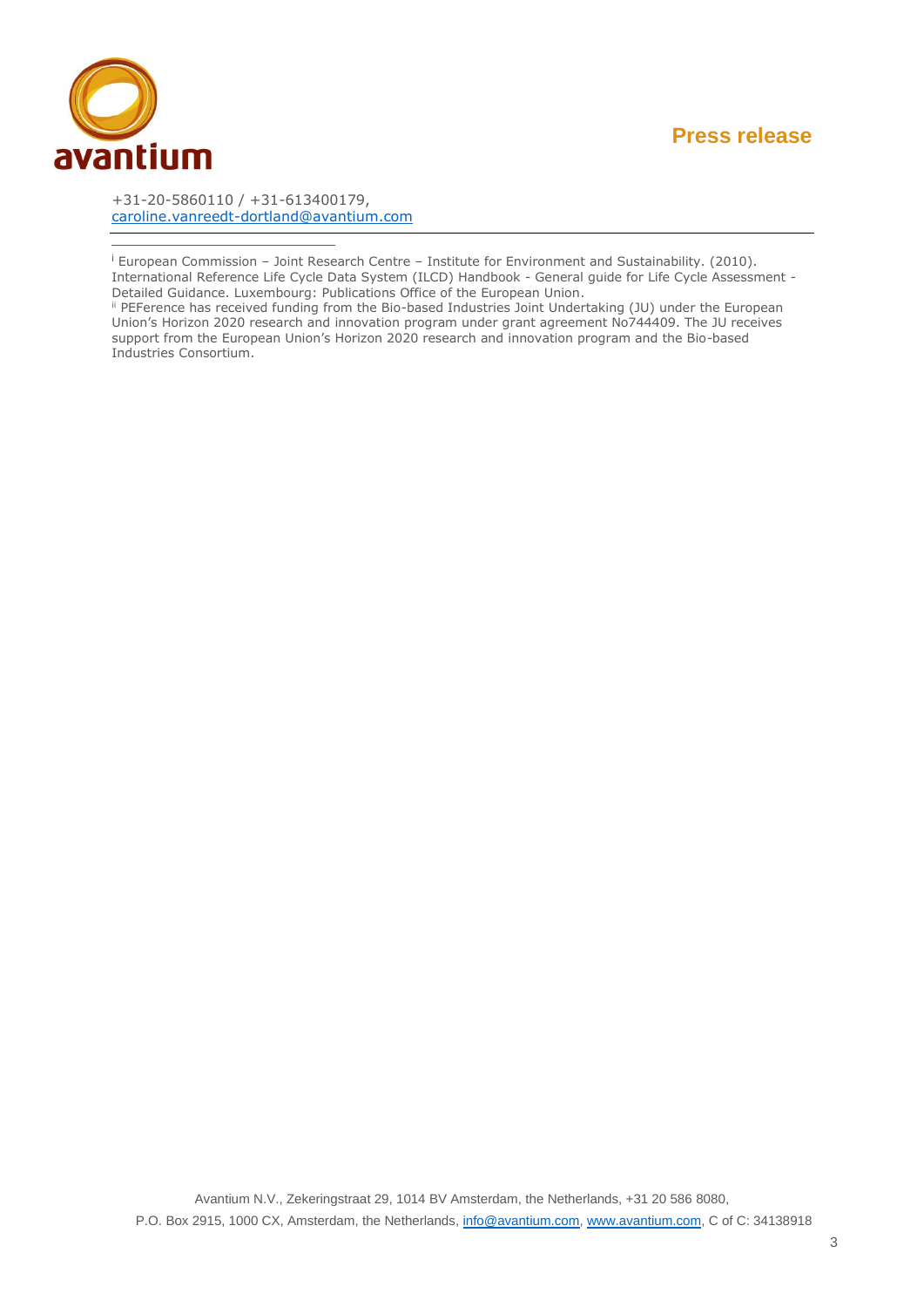+31-20-5860110 / +31-613400179, caroline.vanreedt-dortland@avantium.com

---

[i] European Commission – Joint Research Centre – Institute for Environment and Sustainability. (2010). International Reference Life Cycle Data System (ILCD) Handbook - General guide for Life Cycle Assessment - Detailed Guidance. Luxembourg: Publications Office of the European Union.

[ii] PEFerence has received funding from the Bio-based Industries Joint Undertaking (JU) under the European Union's Horizon 2020 research and innovation program under grant agreement No744409. The JU receives support from the European Union's Horizon 2020 research and innovation program and the Bio-based Industries Consortium.